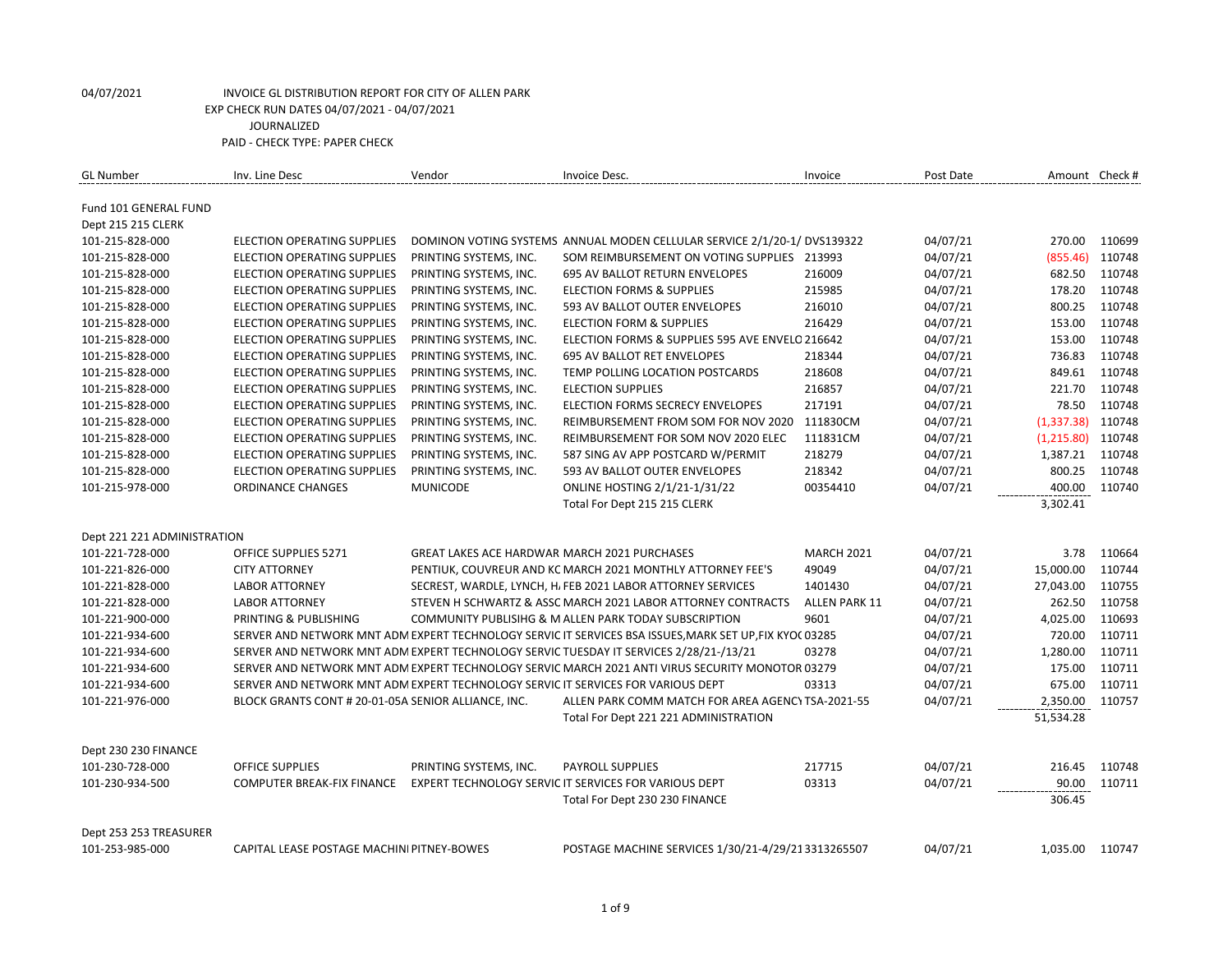04/07/2021 INVOICE GL DISTRIBUTION REPORT FOR CITY OF ALLEN PARK
EXP CHECK RUN DATES 04/07/2021 - 04/07/2021
JOURNALIZED
PAID - CHECK TYPE: PAPER CHECK

| GL Number | Inv. Line Desc | Vendor | Invoice Desc. | Invoice | Post Date | Amount | Check # |
|---|---|---|---|---|---|---|---|
| Fund 101 GENERAL FUND | | | | | | | |
| Dept 215 215 CLERK | | | | | | | |
| 101-215-828-000 | ELECTION OPERATING SUPPLIES | DOMINON VOTING SYSTEMS | ANNUAL MODEN CELLULAR SERVICE 2/1/20-1/ | DVS139322 | 04/07/21 | 270.00 | 110699 |
| 101-215-828-000 | ELECTION OPERATING SUPPLIES | PRINTING SYSTEMS, INC. | SOM REIMBURSEMENT ON VOTING SUPPLIES | 213993 | 04/07/21 | (855.46) | 110748 |
| 101-215-828-000 | ELECTION OPERATING SUPPLIES | PRINTING SYSTEMS, INC. | 695 AV BALLOT RETURN ENVELOPES | 216009 | 04/07/21 | 682.50 | 110748 |
| 101-215-828-000 | ELECTION OPERATING SUPPLIES | PRINTING SYSTEMS, INC. | ELECTION FORMS & SUPPLIES | 215985 | 04/07/21 | 178.20 | 110748 |
| 101-215-828-000 | ELECTION OPERATING SUPPLIES | PRINTING SYSTEMS, INC. | 593 AV BALLOT OUTER ENVELOPES | 216010 | 04/07/21 | 800.25 | 110748 |
| 101-215-828-000 | ELECTION OPERATING SUPPLIES | PRINTING SYSTEMS, INC. | ELECTION FORM & SUPPLIES | 216429 | 04/07/21 | 153.00 | 110748 |
| 101-215-828-000 | ELECTION OPERATING SUPPLIES | PRINTING SYSTEMS, INC. | ELECTION FORMS & SUPPLIES 595 AVE ENVELO | 216642 | 04/07/21 | 153.00 | 110748 |
| 101-215-828-000 | ELECTION OPERATING SUPPLIES | PRINTING SYSTEMS, INC. | 695 AV BALLOT RET ENVELOPES | 218344 | 04/07/21 | 736.83 | 110748 |
| 101-215-828-000 | ELECTION OPERATING SUPPLIES | PRINTING SYSTEMS, INC. | TEMP POLLING LOCATION POSTCARDS | 218608 | 04/07/21 | 849.61 | 110748 |
| 101-215-828-000 | ELECTION OPERATING SUPPLIES | PRINTING SYSTEMS, INC. | ELECTION SUPPLIES | 216857 | 04/07/21 | 221.70 | 110748 |
| 101-215-828-000 | ELECTION OPERATING SUPPLIES | PRINTING SYSTEMS, INC. | ELECTION FORMS SECRECY ENVELOPES | 217191 | 04/07/21 | 78.50 | 110748 |
| 101-215-828-000 | ELECTION OPERATING SUPPLIES | PRINTING SYSTEMS, INC. | REIMBURSEMENT FROM SOM FOR NOV 2020 | 111830CM | 04/07/21 | (1,337.38) | 110748 |
| 101-215-828-000 | ELECTION OPERATING SUPPLIES | PRINTING SYSTEMS, INC. | REIMBURSEMENT FOR SOM NOV 2020 ELEC | 111831CM | 04/07/21 | (1,215.80) | 110748 |
| 101-215-828-000 | ELECTION OPERATING SUPPLIES | PRINTING SYSTEMS, INC. | 587 SING AV APP POSTCARD W/PERMIT | 218279 | 04/07/21 | 1,387.21 | 110748 |
| 101-215-828-000 | ELECTION OPERATING SUPPLIES | PRINTING SYSTEMS, INC. | 593 AV BALLOT OUTER ENVELOPES | 218342 | 04/07/21 | 800.25 | 110748 |
| 101-215-978-000 | ORDINANCE CHANGES | MUNICODE | ONLINE HOSTING 2/1/21-1/31/22 | 00354410 | 04/07/21 | 400.00 | 110740 |
| | | | Total For Dept 215 215 CLERK | | | 3,302.41 | |
| Dept 221 221 ADMINISTRATION | | | | | | | |
| 101-221-728-000 | OFFICE SUPPLIES 5271 | GREAT LAKES ACE HARDWAR | MARCH 2021 PURCHASES | MARCH 2021 | 04/07/21 | 3.78 | 110664 |
| 101-221-826-000 | CITY ATTORNEY | PENTIUK, COUVREUR AND KC | MARCH 2021 MONTHLY ATTORNEY FEE'S | 49049 | 04/07/21 | 15,000.00 | 110744 |
| 101-221-828-000 | LABOR ATTORNEY | SECREST, WARDLE, LYNCH, H. | FEB 2021 LABOR ATTORNEY SERVICES | 1401430 | 04/07/21 | 27,043.00 | 110755 |
| 101-221-828-000 | LABOR ATTORNEY | STEVEN H SCHWARTZ & ASSC | MARCH 2021 LABOR ATTORNEY CONTRACTS | ALLEN PARK 11 | 04/07/21 | 262.50 | 110758 |
| 101-221-900-000 | PRINTING & PUBLISHING | COMMUNITY PUBLISIHG & M | ALLEN PARK TODAY SUBSCRIPTION | 9601 | 04/07/21 | 4,025.00 | 110693 |
| 101-221-934-600 | SERVER AND NETWORK MNT ADM | EXPERT TECHNOLOGY SERVIC | IT SERVICES BSA ISSUES,MARK SET UP,FIX KYO( | 03285 | 04/07/21 | 720.00 | 110711 |
| 101-221-934-600 | SERVER AND NETWORK MNT ADM | EXPERT TECHNOLOGY SERVIC | TUESDAY IT SERVICES 2/28/21-/13/21 | 03278 | 04/07/21 | 1,280.00 | 110711 |
| 101-221-934-600 | SERVER AND NETWORK MNT ADM | EXPERT TECHNOLOGY SERVIC | MARCH 2021 ANTI VIRUS SECURITY MONOTOR | 03279 | 04/07/21 | 175.00 | 110711 |
| 101-221-934-600 | SERVER AND NETWORK MNT ADM | EXPERT TECHNOLOGY SERVIC | IT SERVICES FOR VARIOUS DEPT | 03313 | 04/07/21 | 675.00 | 110711 |
| 101-221-976-000 | BLOCK GRANTS CONT # 20-01-05A | SENIOR ALLIANCE, INC. | ALLEN PARK COMM MATCH FOR AREA AGENCY | TSA-2021-55 | 04/07/21 | 2,350.00 | 110757 |
| | | | Total For Dept 221 221 ADMINISTRATION | | | 51,534.28 | |
| Dept 230 230 FINANCE | | | | | | | |
| 101-230-728-000 | OFFICE SUPPLIES | PRINTING SYSTEMS, INC. | PAYROLL SUPPLIES | 217715 | 04/07/21 | 216.45 | 110748 |
| 101-230-934-500 | COMPUTER BREAK-FIX FINANCE | EXPERT TECHNOLOGY SERVIC | IT SERVICES FOR VARIOUS DEPT | 03313 | 04/07/21 | 90.00 | 110711 |
| | | | Total For Dept 230 230 FINANCE | | | 306.45 | |
| Dept 253 253 TREASURER | | | | | | | |
| 101-253-985-000 | CAPITAL LEASE POSTAGE MACHINI | PITNEY-BOWES | POSTAGE MACHINE SERVICES 1/30/21-4/29/21 | 3313265507 | 04/07/21 | 1,035.00 | 110747 |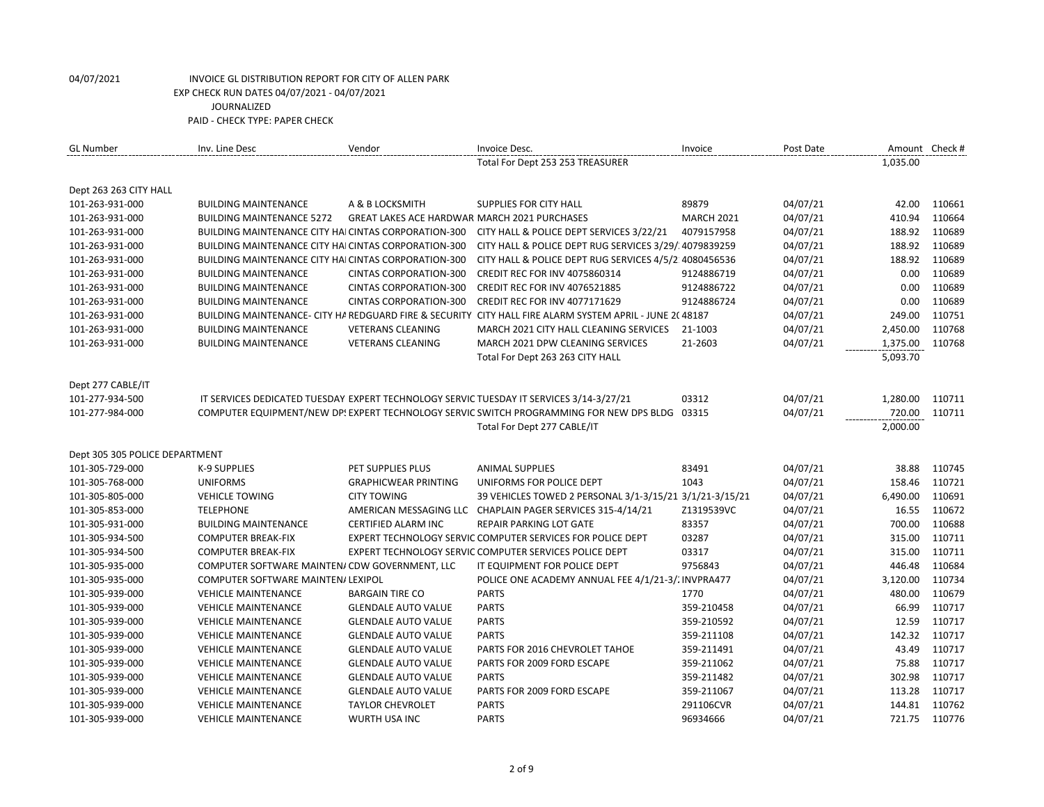04/07/2021 INVOICE GL DISTRIBUTION REPORT FOR CITY OF ALLEN PARK
EXP CHECK RUN DATES 04/07/2021 - 04/07/2021
JOURNALIZED
PAID - CHECK TYPE: PAPER CHECK

| GL Number | Inv. Line Desc | Vendor | Invoice Desc. | Invoice | Post Date | Amount | Check # |
|---|---|---|---|---|---|---|---|
| | | | Total For Dept 253 253 TREASURER | | | 1,035.00 | |
| Dept 263 263 CITY HALL | | | | | | | |
| 101-263-931-000 | BUILDING MAINTENANCE | A & B LOCKSMITH | SUPPLIES FOR CITY HALL | 89879 | 04/07/21 | 42.00 | 110661 |
| 101-263-931-000 | BUILDING MAINTENANCE 5272 | GREAT LAKES ACE HARDWAR | MARCH 2021 PURCHASES | MARCH 2021 | 04/07/21 | 410.94 | 110664 |
| 101-263-931-000 | BUILDING MAINTENANCE CITY HAI | CINTAS CORPORATION-300 | CITY HALL & POLICE DEPT SERVICES 3/22/21 | 4079157958 | 04/07/21 | 188.92 | 110689 |
| 101-263-931-000 | BUILDING MAINTENANCE CITY HAI | CINTAS CORPORATION-300 | CITY HALL & POLICE DEPT RUG SERVICES 3/29/ | 4079839259 | 04/07/21 | 188.92 | 110689 |
| 101-263-931-000 | BUILDING MAINTENANCE CITY HAI | CINTAS CORPORATION-300 | CITY HALL & POLICE DEPT RUG SERVICES 4/5/2 | 4080456536 | 04/07/21 | 188.92 | 110689 |
| 101-263-931-000 | BUILDING MAINTENANCE | CINTAS CORPORATION-300 | CREDIT REC FOR INV 4075860314 | 9124886719 | 04/07/21 | 0.00 | 110689 |
| 101-263-931-000 | BUILDING MAINTENANCE | CINTAS CORPORATION-300 | CREDIT REC FOR INV 4076521885 | 9124886722 | 04/07/21 | 0.00 | 110689 |
| 101-263-931-000 | BUILDING MAINTENANCE | CINTAS CORPORATION-300 | CREDIT REC FOR INV 4077171629 | 9124886724 | 04/07/21 | 0.00 | 110689 |
| 101-263-931-000 | BUILDING MAINTENANCE- CITY HA | REDGUARD FIRE & SECURITY | CITY HALL FIRE ALARM SYSTEM APRIL - JUNE 2( | 48187 | 04/07/21 | 249.00 | 110751 |
| 101-263-931-000 | BUILDING MAINTENANCE | VETERANS CLEANING | MARCH 2021 CITY HALL CLEANING SERVICES | 21-1003 | 04/07/21 | 2,450.00 | 110768 |
| 101-263-931-000 | BUILDING MAINTENANCE | VETERANS CLEANING | MARCH 2021 DPW CLEANING SERVICES | 21-2603 | 04/07/21 | 1,375.00 | 110768 |
| | | | Total For Dept 263 263 CITY HALL | | | 5,093.70 | |
| Dept 277 CABLE/IT | | | | | | | |
| 101-277-934-500 | IT SERVICES DEDICATED TUESDAY | EXPERT TECHNOLOGY SERVIC | TUESDAY IT SERVICES 3/14-3/27/21 | 03312 | 04/07/21 | 1,280.00 | 110711 |
| 101-277-984-000 | COMPUTER EQUIPMENT/NEW DP! | EXPERT TECHNOLOGY SERVIC | SWITCH PROGRAMMING FOR NEW DPS BLDG | 03315 | 04/07/21 | 720.00 | 110711 |
| | | | Total For Dept 277 CABLE/IT | | | 2,000.00 | |
| Dept 305 305 POLICE DEPARTMENT | | | | | | | |
| 101-305-729-000 | K-9 SUPPLIES | PET SUPPLIES PLUS | ANIMAL SUPPLIES | 83491 | 04/07/21 | 38.88 | 110745 |
| 101-305-768-000 | UNIFORMS | GRAPHICWEAR PRINTING | UNIFORMS FOR POLICE DEPT | 1043 | 04/07/21 | 158.46 | 110721 |
| 101-305-805-000 | VEHICLE TOWING | CITY TOWING | 39 VEHICLES TOWED 2 PERSONAL 3/1-3/15/21 | 3/1/21-3/15/21 | 04/07/21 | 6,490.00 | 110691 |
| 101-305-853-000 | TELEPHONE | AMERICAN MESSAGING LLC | CHAPLAIN PAGER SERVICES 315-4/14/21 | Z1319539VC | 04/07/21 | 16.55 | 110672 |
| 101-305-931-000 | BUILDING MAINTENANCE | CERTIFIED ALARM INC | REPAIR PARKING LOT GATE | 83357 | 04/07/21 | 700.00 | 110688 |
| 101-305-934-500 | COMPUTER BREAK-FIX | EXPERT TECHNOLOGY SERVIC | COMPUTER SERVICES FOR POLICE DEPT | 03287 | 04/07/21 | 315.00 | 110711 |
| 101-305-934-500 | COMPUTER BREAK-FIX | EXPERT TECHNOLOGY SERVIC | COMPUTER SERVICES POLICE DEPT | 03317 | 04/07/21 | 315.00 | 110711 |
| 101-305-935-000 | COMPUTER SOFTWARE MAINTEN/ | CDW GOVERNMENT, LLC | IT EQUIPMENT FOR POLICE DEPT | 9756843 | 04/07/21 | 446.48 | 110684 |
| 101-305-935-000 | COMPUTER SOFTWARE MAINTEN/ | LEXIPOL | POLICE ONE ACADEMY ANNUAL FEE 4/1/21-3/ | INVPRA477 | 04/07/21 | 3,120.00 | 110734 |
| 101-305-939-000 | VEHICLE MAINTENANCE | BARGAIN TIRE CO | PARTS | 1770 | 04/07/21 | 480.00 | 110679 |
| 101-305-939-000 | VEHICLE MAINTENANCE | GLENDALE AUTO VALUE | PARTS | 359-210458 | 04/07/21 | 66.99 | 110717 |
| 101-305-939-000 | VEHICLE MAINTENANCE | GLENDALE AUTO VALUE | PARTS | 359-210592 | 04/07/21 | 12.59 | 110717 |
| 101-305-939-000 | VEHICLE MAINTENANCE | GLENDALE AUTO VALUE | PARTS | 359-211108 | 04/07/21 | 142.32 | 110717 |
| 101-305-939-000 | VEHICLE MAINTENANCE | GLENDALE AUTO VALUE | PARTS FOR 2016 CHEVROLET TAHOE | 359-211491 | 04/07/21 | 43.49 | 110717 |
| 101-305-939-000 | VEHICLE MAINTENANCE | GLENDALE AUTO VALUE | PARTS FOR 2009 FORD ESCAPE | 359-211062 | 04/07/21 | 75.88 | 110717 |
| 101-305-939-000 | VEHICLE MAINTENANCE | GLENDALE AUTO VALUE | PARTS | 359-211482 | 04/07/21 | 302.98 | 110717 |
| 101-305-939-000 | VEHICLE MAINTENANCE | GLENDALE AUTO VALUE | PARTS FOR 2009 FORD ESCAPE | 359-211067 | 04/07/21 | 113.28 | 110717 |
| 101-305-939-000 | VEHICLE MAINTENANCE | TAYLOR CHEVROLET | PARTS | 291106CVR | 04/07/21 | 144.81 | 110762 |
| 101-305-939-000 | VEHICLE MAINTENANCE | WURTH USA INC | PARTS | 96934666 | 04/07/21 | 721.75 | 110776 |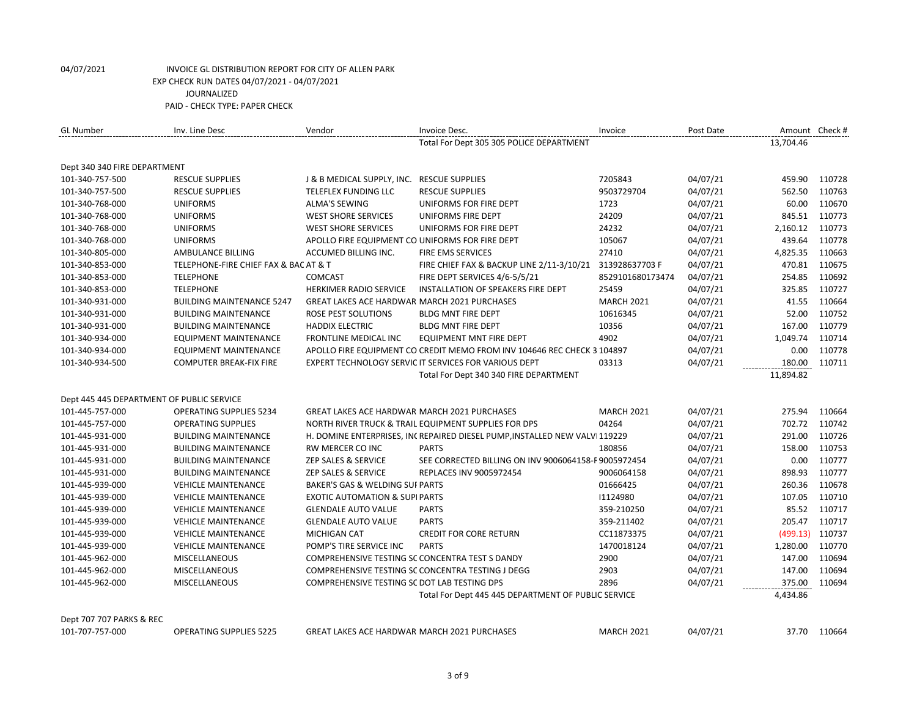04/07/2021 INVOICE GL DISTRIBUTION REPORT FOR CITY OF ALLEN PARK
EXP CHECK RUN DATES 04/07/2021 - 04/07/2021
JOURNALIZED
PAID - CHECK TYPE: PAPER CHECK

| GL Number | Inv. Line Desc | Vendor | Invoice Desc. | Invoice | Post Date | Amount | Check # |
|---|---|---|---|---|---|---|---|
| | | | Total For Dept 305 305 POLICE DEPARTMENT | | | 13,704.46 | |
| Dept 340 340 FIRE DEPARTMENT | | | | | | | |
| 101-340-757-500 | RESCUE SUPPLIES | J & B MEDICAL SUPPLY, INC. | RESCUE SUPPLIES | 7205843 | 04/07/21 | 459.90 | 110728 |
| 101-340-757-500 | RESCUE SUPPLIES | TELEFLEX FUNDING LLC | RESCUE SUPPLIES | 9503729704 | 04/07/21 | 562.50 | 110763 |
| 101-340-768-000 | UNIFORMS | ALMA'S SEWING | UNIFORMS FOR FIRE DEPT | 1723 | 04/07/21 | 60.00 | 110670 |
| 101-340-768-000 | UNIFORMS | WEST SHORE SERVICES | UNIFORMS FIRE DEPT | 24209 | 04/07/21 | 845.51 | 110773 |
| 101-340-768-000 | UNIFORMS | WEST SHORE SERVICES | UNIFORMS FOR FIRE DEPT | 24232 | 04/07/21 | 2,160.12 | 110773 |
| 101-340-768-000 | UNIFORMS | APOLLO FIRE EQUIPMENT CO | UNIFORMS FOR FIRE DEPT | 105067 | 04/07/21 | 439.64 | 110778 |
| 101-340-805-000 | AMBULANCE BILLING | ACCUMED BILLING INC. | FIRE EMS SERVICES | 27410 | 04/07/21 | 4,825.35 | 110663 |
| 101-340-853-000 | TELEPHONE-FIRE CHIEF FAX & BAC | AT & T | FIRE CHIEF FAX & BACKUP LINE 2/11-3/10/21 | 313928637703 F | 04/07/21 | 470.81 | 110675 |
| 101-340-853-000 | TELEPHONE | COMCAST | FIRE DEPT SERVICES 4/6-5/5/21 | 8529101680173474 | 04/07/21 | 254.85 | 110692 |
| 101-340-853-000 | TELEPHONE | HERKIMER RADIO SERVICE | INSTALLATION OF SPEAKERS FIRE DEPT | 25459 | 04/07/21 | 325.85 | 110727 |
| 101-340-931-000 | BUILDING MAINTENANCE 5247 | GREAT LAKES ACE HARDWAR | MARCH 2021 PURCHASES | MARCH 2021 | 04/07/21 | 41.55 | 110664 |
| 101-340-931-000 | BUILDING MAINTENANCE | ROSE PEST SOLUTIONS | BLDG MNT FIRE DEPT | 10616345 | 04/07/21 | 52.00 | 110752 |
| 101-340-931-000 | BUILDING MAINTENANCE | HADDIX ELECTRIC | BLDG MNT FIRE DEPT | 10356 | 04/07/21 | 167.00 | 110779 |
| 101-340-934-000 | EQUIPMENT MAINTENANCE | FRONTLINE MEDICAL INC | EQUIPMENT MNT FIRE DEPT | 4902 | 04/07/21 | 1,049.74 | 110714 |
| 101-340-934-000 | EQUIPMENT MAINTENANCE | APOLLO FIRE EQUIPMENT CO | CREDIT MEMO FROM INV 104646 REC CHECK 3 | 104897 | 04/07/21 | 0.00 | 110778 |
| 101-340-934-500 | COMPUTER BREAK-FIX FIRE | EXPERT TECHNOLOGY SERVIC | IT SERVICES FOR VARIOUS DEPT | 03313 | 04/07/21 | 180.00 | 110711 |
| | | | Total For Dept 340 340 FIRE DEPARTMENT | | | 11,894.82 | |
| Dept 445 445 DEPARTMENT OF PUBLIC SERVICE | | | | | | | |
| 101-445-757-000 | OPERATING SUPPLIES 5234 | GREAT LAKES ACE HARDWAR | MARCH 2021 PURCHASES | MARCH 2021 | 04/07/21 | 275.94 | 110664 |
| 101-445-757-000 | OPERATING SUPPLIES | NORTH RIVER TRUCK & TRAIL | EQUIPMENT SUPPLIES FOR DPS | 04264 | 04/07/21 | 702.72 | 110742 |
| 101-445-931-000 | BUILDING MAINTENANCE | H. DOMINE ENTERPRISES, INC | REPAIRED DIESEL PUMP,INSTALLED NEW VALV | 119229 | 04/07/21 | 291.00 | 110726 |
| 101-445-931-000 | BUILDING MAINTENANCE | RW MERCER CO INC | PARTS | 180856 | 04/07/21 | 158.00 | 110753 |
| 101-445-931-000 | BUILDING MAINTENANCE | ZEP SALES & SERVICE | SEE CORRECTED BILLING ON INV 9006064158-F | 9005972454 | 04/07/21 | 0.00 | 110777 |
| 101-445-931-000 | BUILDING MAINTENANCE | ZEP SALES & SERVICE | REPLACES INV 9005972454 | 9006064158 | 04/07/21 | 898.93 | 110777 |
| 101-445-939-000 | VEHICLE MAINTENANCE | BAKER'S GAS & WELDING SUI | PARTS | 01666425 | 04/07/21 | 260.36 | 110678 |
| 101-445-939-000 | VEHICLE MAINTENANCE | EXOTIC AUTOMATION & SUPI | PARTS | I1124980 | 04/07/21 | 107.05 | 110710 |
| 101-445-939-000 | VEHICLE MAINTENANCE | GLENDALE AUTO VALUE | PARTS | 359-210250 | 04/07/21 | 85.52 | 110717 |
| 101-445-939-000 | VEHICLE MAINTENANCE | GLENDALE AUTO VALUE | PARTS | 359-211402 | 04/07/21 | 205.47 | 110717 |
| 101-445-939-000 | VEHICLE MAINTENANCE | MICHIGAN CAT | CREDIT FOR CORE RETURN | CC11873375 | 04/07/21 | (499.13) | 110737 |
| 101-445-939-000 | VEHICLE MAINTENANCE | POMP'S TIRE SERVICE INC | PARTS | 1470018124 | 04/07/21 | 1,280.00 | 110770 |
| 101-445-962-000 | MISCELLANEOUS | COMPREHENSIVE TESTING SC | CONCENTRA TEST S DANDY | 2900 | 04/07/21 | 147.00 | 110694 |
| 101-445-962-000 | MISCELLANEOUS | COMPREHENSIVE TESTING SC | CONCENTRA TESTING J DEGG | 2903 | 04/07/21 | 147.00 | 110694 |
| 101-445-962-000 | MISCELLANEOUS | COMPREHENSIVE TESTING SC | DOT LAB TESTING DPS | 2896 | 04/07/21 | 375.00 | 110694 |
| | | | Total For Dept 445 445 DEPARTMENT OF PUBLIC SERVICE | | | 4,434.86 | |
| Dept 707 707 PARKS & REC | | | | | | | |
| 101-707-757-000 | OPERATING SUPPLIES 5225 | GREAT LAKES ACE HARDWAR | MARCH 2021 PURCHASES | MARCH 2021 | 04/07/21 | 37.70 | 110664 |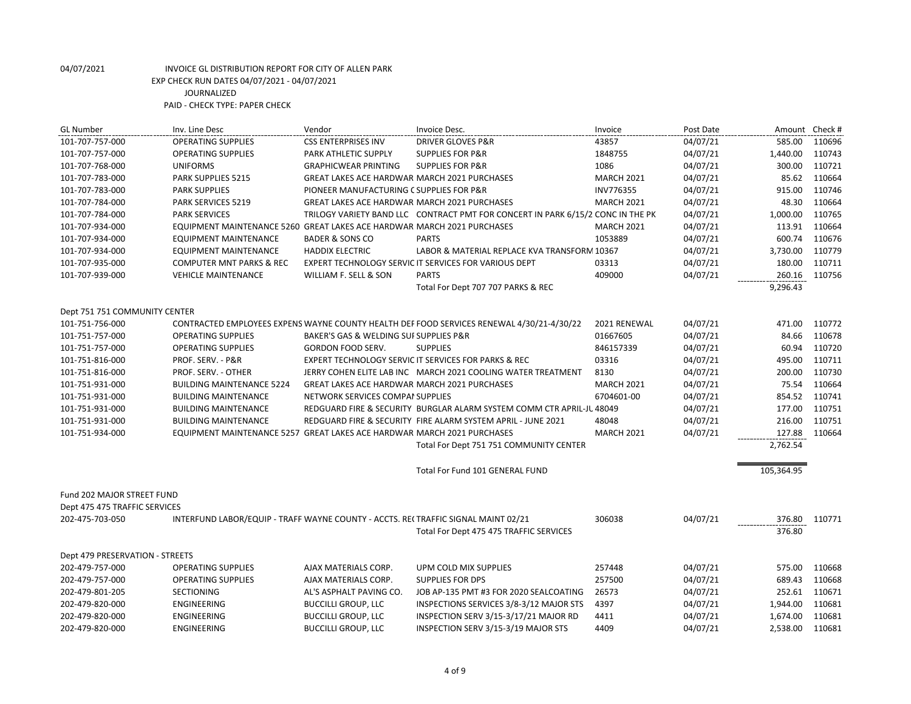04/07/2021 INVOICE GL DISTRIBUTION REPORT FOR CITY OF ALLEN PARK
EXP CHECK RUN DATES 04/07/2021 - 04/07/2021
JOURNALIZED
PAID - CHECK TYPE: PAPER CHECK

| GL Number | Inv. Line Desc | Vendor | Invoice Desc. | Invoice | Post Date | Amount | Check # |
|---|---|---|---|---|---|---|---|
| 101-707-757-000 | OPERATING SUPPLIES | CSS ENTERPRISES INV | DRIVER GLOVES P&R | 43857 | 04/07/21 | 585.00 | 110696 |
| 101-707-757-000 | OPERATING SUPPLIES | PARK ATHLETIC SUPPLY | SUPPLIES FOR P&R | 1848755 | 04/07/21 | 1,440.00 | 110743 |
| 101-707-768-000 | UNIFORMS | GRAPHICWEAR PRINTING | SUPPLIES FOR P&R | 1086 | 04/07/21 | 300.00 | 110721 |
| 101-707-783-000 | PARK SUPPLIES 5215 | GREAT LAKES ACE HARDWAR | MARCH 2021 PURCHASES | MARCH 2021 | 04/07/21 | 85.62 | 110664 |
| 101-707-783-000 | PARK SUPPLIES | PIONEER MANUFACTURING C | SUPPLIES FOR P&R | INV776355 | 04/07/21 | 915.00 | 110746 |
| 101-707-784-000 | PARK SERVICES 5219 | GREAT LAKES ACE HARDWAR | MARCH 2021 PURCHASES | MARCH 2021 | 04/07/21 | 48.30 | 110664 |
| 101-707-784-000 | PARK SERVICES | TRILOGY VARIETY BAND LLC | CONTRACT PMT FOR CONCERT IN PARK 6/15/2 | CONC IN THE PK | 04/07/21 | 1,000.00 | 110765 |
| 101-707-934-000 | EQUIPMENT MAINTENANCE 5260 | GREAT LAKES ACE HARDWAR | MARCH 2021 PURCHASES | MARCH 2021 | 04/07/21 | 113.91 | 110664 |
| 101-707-934-000 | EQUIPMENT MAINTENANCE | BADER & SONS CO | PARTS | 1053889 | 04/07/21 | 600.74 | 110676 |
| 101-707-934-000 | EQUIPMENT MAINTENANCE | HADDIX ELECTRIC | LABOR & MATERIAL REPLACE KVA TRANSFORM | 10367 | 04/07/21 | 3,730.00 | 110779 |
| 101-707-935-000 | COMPUTER MNT PARKS & REC | EXPERT TECHNOLOGY SERVIC | IT SERVICES FOR VARIOUS DEPT | 03313 | 04/07/21 | 180.00 | 110711 |
| 101-707-939-000 | VEHICLE MAINTENANCE | WILLIAM F. SELL & SON | PARTS | 409000 | 04/07/21 | 260.16 | 110756 |
| | | | Total For Dept 707 707 PARKS & REC | | | 9,296.43 | |
| Dept 751 751 COMMUNITY CENTER | | | | | | | |
| 101-751-756-000 | CONTRACTED EMPLOYEES EXPENS | WAYNE COUNTY HEALTH DEF | FOOD SERVICES RENEWAL 4/30/21-4/30/22 | 2021 RENEWAL | 04/07/21 | 471.00 | 110772 |
| 101-751-757-000 | OPERATING SUPPLIES | BAKER'S GAS & WELDING SUI | SUPPLIES P&R | 01667605 | 04/07/21 | 84.66 | 110678 |
| 101-751-757-000 | OPERATING SUPPLIES | GORDON FOOD SERV. | SUPPLIES | 846157339 | 04/07/21 | 60.94 | 110720 |
| 101-751-816-000 | PROF. SERV. - P&R | EXPERT TECHNOLOGY SERVIC | IT SERVICES FOR PARKS & REC | 03316 | 04/07/21 | 495.00 | 110711 |
| 101-751-816-000 | PROF. SERV. - OTHER | JERRY COHEN ELITE LAB INC | MARCH 2021 COOLING WATER TREATMENT | 8130 | 04/07/21 | 200.00 | 110730 |
| 101-751-931-000 | BUILDING MAINTENANCE 5224 | GREAT LAKES ACE HARDWAR | MARCH 2021 PURCHASES | MARCH 2021 | 04/07/21 | 75.54 | 110664 |
| 101-751-931-000 | BUILDING MAINTENANCE | NETWORK SERVICES COMPAI | SUPPLIES | 6704601-00 | 04/07/21 | 854.52 | 110741 |
| 101-751-931-000 | BUILDING MAINTENANCE | REDGUARD FIRE & SECURITY | BURGLAR ALARM SYSTEM COMM CTR APRIL-JU | 48049 | 04/07/21 | 177.00 | 110751 |
| 101-751-931-000 | BUILDING MAINTENANCE | REDGUARD FIRE & SECURITY | FIRE ALARM SYSTEM APRIL - JUNE 2021 | 48048 | 04/07/21 | 216.00 | 110751 |
| 101-751-934-000 | EQUIPMENT MAINTENANCE 5257 | GREAT LAKES ACE HARDWAR | MARCH 2021 PURCHASES | MARCH 2021 | 04/07/21 | 127.88 | 110664 |
| | | | Total For Dept 751 751 COMMUNITY CENTER | | | 2,762.54 | |
| | | | Total For Fund 101 GENERAL FUND | | | 105,364.95 | |
| Fund 202 MAJOR STREET FUND | | | | | | | |
| Dept 475 475 TRAFFIC SERVICES | | | | | | | |
| 202-475-703-050 | INTERFUND LABOR/EQUIP - TRAFF | WAYNE COUNTY - ACCTS. RE( | TRAFFIC SIGNAL MAINT 02/21 | 306038 | 04/07/21 | 376.80 | 110771 |
| | | | Total For Dept 475 475 TRAFFIC SERVICES | | | 376.80 | |
| Dept 479 PRESERVATION - STREETS | | | | | | | |
| 202-479-757-000 | OPERATING SUPPLIES | AJAX MATERIALS CORP. | UPM COLD MIX SUPPLIES | 257448 | 04/07/21 | 575.00 | 110668 |
| 202-479-757-000 | OPERATING SUPPLIES | AJAX MATERIALS CORP. | SUPPLIES FOR DPS | 257500 | 04/07/21 | 689.43 | 110668 |
| 202-479-801-205 | SECTIONING | AL'S ASPHALT PAVING CO. | JOB AP-135 PMT #3 FOR 2020 SEALCOATING | 26573 | 04/07/21 | 252.61 | 110671 |
| 202-479-820-000 | ENGINEERING | BUCCILLI GROUP, LLC | INSPECTIONS SERVICES 3/8-3/12 MAJOR STS | 4397 | 04/07/21 | 1,944.00 | 110681 |
| 202-479-820-000 | ENGINEERING | BUCCILLI GROUP, LLC | INSPECTION SERV 3/15-3/17/21 MAJOR RD | 4411 | 04/07/21 | 1,674.00 | 110681 |
| 202-479-820-000 | ENGINEERING | BUCCILLI GROUP, LLC | INSPECTION SERV 3/15-3/19 MAJOR STS | 4409 | 04/07/21 | 2,538.00 | 110681 |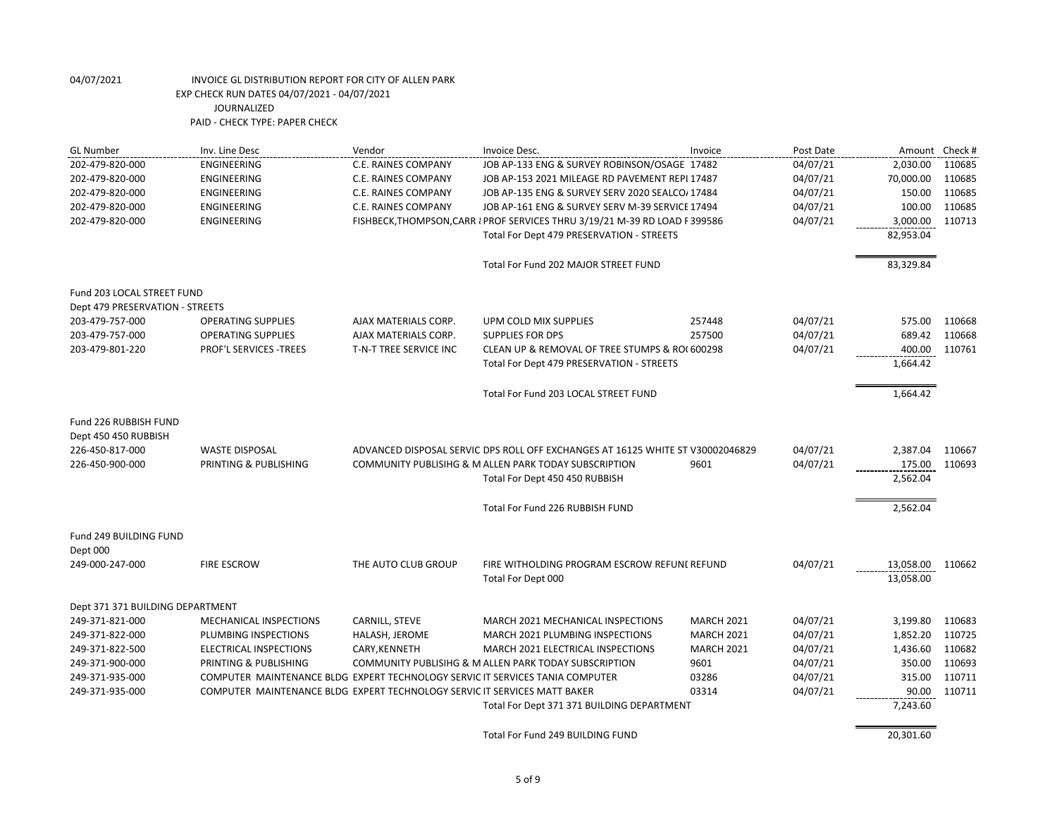04/07/2021 INVOICE GL DISTRIBUTION REPORT FOR CITY OF ALLEN PARK
EXP CHECK RUN DATES 04/07/2021 - 04/07/2021
JOURNALIZED
PAID - CHECK TYPE: PAPER CHECK

| GL Number | Inv. Line Desc | Vendor | Invoice Desc. | Invoice | Post Date | Amount | Check # |
|---|---|---|---|---|---|---|---|
| 202-479-820-000 | ENGINEERING | C.E. RAINES COMPANY | JOB AP-133 ENG & SURVEY ROBINSON/OSAGE | 17482 | 04/07/21 | 2,030.00 | 110685 |
| 202-479-820-000 | ENGINEERING | C.E. RAINES COMPANY | JOB AP-153 2021 MILEAGE RD PAVEMENT REPI | 17487 | 04/07/21 | 70,000.00 | 110685 |
| 202-479-820-000 | ENGINEERING | C.E. RAINES COMPANY | JOB AP-135 ENG & SURVEY SERV 2020 SEALCO/ | 17484 | 04/07/21 | 150.00 | 110685 |
| 202-479-820-000 | ENGINEERING | C.E. RAINES COMPANY | JOB AP-161 ENG & SURVEY SERV M-39 SERVICE | 17494 | 04/07/21 | 100.00 | 110685 |
| 202-479-820-000 | ENGINEERING | FISHBECK,THOMPSON,CARR & | PROF SERVICES THRU 3/19/21 M-39 RD LOAD F | 399586 | 04/07/21 | 3,000.00 | 110713 |
| | | | Total For Dept 479 PRESERVATION - STREETS | | | 82,953.04 | |
| | | | Total For Fund 202 MAJOR STREET FUND | | | 83,329.84 | |
| Fund 203 LOCAL STREET FUND | | | | | | | |
| Dept 479 PRESERVATION - STREETS | | | | | | | |
| 203-479-757-000 | OPERATING SUPPLIES | AJAX MATERIALS CORP. | UPM COLD MIX SUPPLIES | 257448 | 04/07/21 | 575.00 | 110668 |
| 203-479-757-000 | OPERATING SUPPLIES | AJAX MATERIALS CORP. | SUPPLIES FOR DPS | 257500 | 04/07/21 | 689.42 | 110668 |
| 203-479-801-220 | PROF'L SERVICES -TREES | T-N-T TREE SERVICE INC | CLEAN UP & REMOVAL OF TREE STUMPS & RO( | 600298 | 04/07/21 | 400.00 | 110761 |
| | | | Total For Dept 479 PRESERVATION - STREETS | | | 1,664.42 | |
| | | | Total For Fund 203 LOCAL STREET FUND | | | 1,664.42 | |
| Fund 226 RUBBISH FUND | | | | | | | |
| Dept 450 450 RUBBISH | | | | | | | |
| 226-450-817-000 | WASTE DISPOSAL | ADVANCED DISPOSAL SERVIC | DPS ROLL OFF EXCHANGES AT 16125 WHITE ST | V30002046829 | 04/07/21 | 2,387.04 | 110667 |
| 226-450-900-000 | PRINTING & PUBLISHING | COMMUNITY PUBLISIHG & M | ALLEN PARK TODAY SUBSCRIPTION | 9601 | 04/07/21 | 175.00 | 110693 |
| | | | Total For Dept 450 450 RUBBISH | | | 2,562.04 | |
| | | | Total For Fund 226 RUBBISH FUND | | | 2,562.04 | |
| Fund 249 BUILDING FUND | | | | | | | |
| Dept 000 | | | | | | | |
| 249-000-247-000 | FIRE ESCROW | THE AUTO CLUB GROUP | FIRE WITHOLDING PROGRAM ESCROW REFUNI | REFUND | 04/07/21 | 13,058.00 | 110662 |
| | | | Total For Dept 000 | | | 13,058.00 | |
| Dept 371 371 BUILDING DEPARTMENT | | | | | | | |
| 249-371-821-000 | MECHANICAL INSPECTIONS | CARNILL, STEVE | MARCH 2021 MECHANICAL INSPECTIONS | MARCH 2021 | 04/07/21 | 3,199.80 | 110683 |
| 249-371-822-000 | PLUMBING INSPECTIONS | HALASH, JEROME | MARCH 2021 PLUMBING INSPECTIONS | MARCH 2021 | 04/07/21 | 1,852.20 | 110725 |
| 249-371-822-500 | ELECTRICAL INSPECTIONS | CARY,KENNETH | MARCH 2021 ELECTRICAL INSPECTIONS | MARCH 2021 | 04/07/21 | 1,436.60 | 110682 |
| 249-371-900-000 | PRINTING & PUBLISHING | COMMUNITY PUBLISIHG & M | ALLEN PARK TODAY SUBSCRIPTION | 9601 | 04/07/21 | 350.00 | 110693 |
| 249-371-935-000 | COMPUTER MAINTENANCE BLDG | EXPERT TECHNOLOGY SERVIC | IT SERVICES TANIA COMPUTER | 03286 | 04/07/21 | 315.00 | 110711 |
| 249-371-935-000 | COMPUTER MAINTENANCE BLDG | EXPERT TECHNOLOGY SERVIC | IT SERVICES MATT BAKER | 03314 | 04/07/21 | 90.00 | 110711 |
| | | | Total For Dept 371 371 BUILDING DEPARTMENT | | | 7,243.60 | |
| | | | Total For Fund 249 BUILDING FUND | | | 20,301.60 | |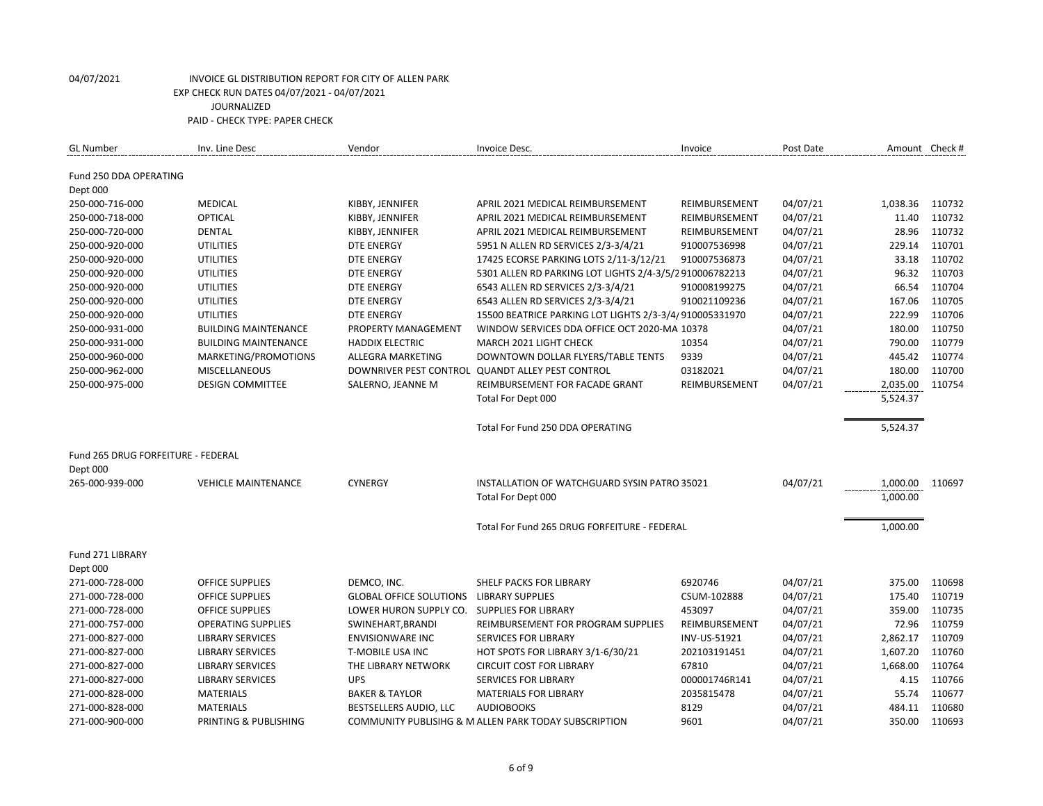04/07/2021 INVOICE GL DISTRIBUTION REPORT FOR CITY OF ALLEN PARK
EXP CHECK RUN DATES 04/07/2021 - 04/07/2021
JOURNALIZED
PAID - CHECK TYPE: PAPER CHECK

| GL Number | Inv. Line Desc | Vendor | Invoice Desc. | Invoice | Post Date | Amount | Check # |
|---|---|---|---|---|---|---|---|
| Fund 250 DDA OPERATING | | | | | | | |
| Dept 000 | | | | | | | |
| 250-000-716-000 | MEDICAL | KIBBY, JENNIFER | APRIL 2021 MEDICAL REIMBURSEMENT | REIMBURSEMENT | 04/07/21 | 1,038.36 | 110732 |
| 250-000-718-000 | OPTICAL | KIBBY, JENNIFER | APRIL 2021 MEDICAL REIMBURSEMENT | REIMBURSEMENT | 04/07/21 | 11.40 | 110732 |
| 250-000-720-000 | DENTAL | KIBBY, JENNIFER | APRIL 2021 MEDICAL REIMBURSEMENT | REIMBURSEMENT | 04/07/21 | 28.96 | 110732 |
| 250-000-920-000 | UTILITIES | DTE ENERGY | 5951 N ALLEN RD SERVICES 2/3-3/4/21 | 910007536998 | 04/07/21 | 229.14 | 110701 |
| 250-000-920-000 | UTILITIES | DTE ENERGY | 17425 ECORSE PARKING LOTS 2/11-3/12/21 | 910007536873 | 04/07/21 | 33.18 | 110702 |
| 250-000-920-000 | UTILITIES | DTE ENERGY | 5301 ALLEN RD PARKING LOT LIGHTS 2/4-3/5/2 | 910006782213 | 04/07/21 | 96.32 | 110703 |
| 250-000-920-000 | UTILITIES | DTE ENERGY | 6543 ALLEN RD SERVICES 2/3-3/4/21 | 910008199275 | 04/07/21 | 66.54 | 110704 |
| 250-000-920-000 | UTILITIES | DTE ENERGY | 6543 ALLEN RD SERVICES 2/3-3/4/21 | 910021109236 | 04/07/21 | 167.06 | 110705 |
| 250-000-920-000 | UTILITIES | DTE ENERGY | 15500 BEATRICE PARKING LOT LIGHTS 2/3-3/4/ | 910005331970 | 04/07/21 | 222.99 | 110706 |
| 250-000-931-000 | BUILDING MAINTENANCE | PROPERTY MANAGEMENT | WINDOW SERVICES DDA OFFICE OCT 2020-MA | 10378 | 04/07/21 | 180.00 | 110750 |
| 250-000-931-000 | BUILDING MAINTENANCE | HADDIX ELECTRIC | MARCH 2021 LIGHT CHECK | 10354 | 04/07/21 | 790.00 | 110779 |
| 250-000-960-000 | MARKETING/PROMOTIONS | ALLEGRA MARKETING | DOWNTOWN DOLLAR FLYERS/TABLE TENTS | 9339 | 04/07/21 | 445.42 | 110774 |
| 250-000-962-000 | MISCELLANEOUS | DOWNRIVER PEST CONTROL | QUANDT ALLEY PEST CONTROL | 03182021 | 04/07/21 | 180.00 | 110700 |
| 250-000-975-000 | DESIGN COMMITTEE | SALERNO, JEANNE M | REIMBURSEMENT FOR FACADE GRANT | REIMBURSEMENT | 04/07/21 | 2,035.00 | 110754 |
| | | | Total For Dept 000 | | | 5,524.37 | |
| | | | Total For Fund 250 DDA OPERATING | | | 5,524.37 | |
| Fund 265 DRUG FORFEITURE - FEDERAL | | | | | | | |
| Dept 000 | | | | | | | |
| 265-000-939-000 | VEHICLE MAINTENANCE | CYNERGY | INSTALLATION OF WATCHGUARD SYSIN PATRO | 35021 | 04/07/21 | 1,000.00 | 110697 |
| | | | Total For Dept 000 | | | 1,000.00 | |
| | | | Total For Fund 265 DRUG FORFEITURE - FEDERAL | | | 1,000.00 | |
| Fund 271 LIBRARY | | | | | | | |
| Dept 000 | | | | | | | |
| 271-000-728-000 | OFFICE SUPPLIES | DEMCO, INC. | SHELF PACKS FOR LIBRARY | 6920746 | 04/07/21 | 375.00 | 110698 |
| 271-000-728-000 | OFFICE SUPPLIES | GLOBAL OFFICE SOLUTIONS | LIBRARY SUPPLIES | CSUM-102888 | 04/07/21 | 175.40 | 110719 |
| 271-000-728-000 | OFFICE SUPPLIES | LOWER HURON SUPPLY CO. | SUPPLIES FOR LIBRARY | 453097 | 04/07/21 | 359.00 | 110735 |
| 271-000-757-000 | OPERATING SUPPLIES | SWINEHART,BRANDI | REIMBURSEMENT FOR PROGRAM SUPPLIES | REIMBURSEMENT | 04/07/21 | 72.96 | 110759 |
| 271-000-827-000 | LIBRARY SERVICES | ENVISIONWARE INC | SERVICES FOR LIBRARY | INV-US-51921 | 04/07/21 | 2,862.17 | 110709 |
| 271-000-827-000 | LIBRARY SERVICES | T-MOBILE USA INC | HOT SPOTS FOR LIBRARY 3/1-6/30/21 | 202103191451 | 04/07/21 | 1,607.20 | 110760 |
| 271-000-827-000 | LIBRARY SERVICES | THE LIBRARY NETWORK | CIRCUIT COST FOR LIBRARY | 67810 | 04/07/21 | 1,668.00 | 110764 |
| 271-000-827-000 | LIBRARY SERVICES | UPS | SERVICES FOR LIBRARY | 000001746R141 | 04/07/21 | 4.15 | 110766 |
| 271-000-828-000 | MATERIALS | BAKER & TAYLOR | MATERIALS FOR LIBRARY | 2035815478 | 04/07/21 | 55.74 | 110677 |
| 271-000-828-000 | MATERIALS | BESTSELLERS AUDIO, LLC | AUDIOBOOKS | 8129 | 04/07/21 | 484.11 | 110680 |
| 271-000-900-000 | PRINTING & PUBLISHING | COMMUNITY PUBLISIHG & M | ALLEN PARK TODAY SUBSCRIPTION | 9601 | 04/07/21 | 350.00 | 110693 |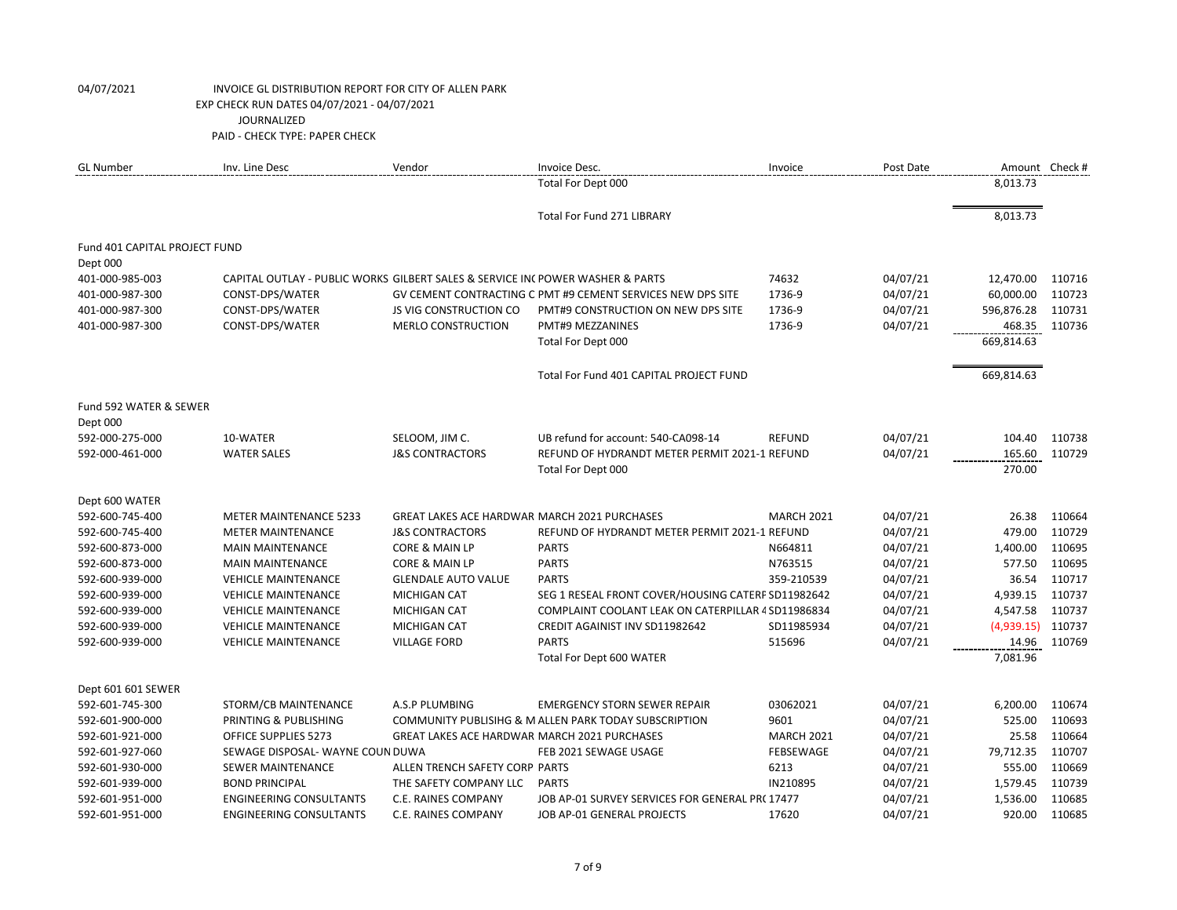04/07/2021 INVOICE GL DISTRIBUTION REPORT FOR CITY OF ALLEN PARK
EXP CHECK RUN DATES 04/07/2021 - 04/07/2021
JOURNALIZED
PAID - CHECK TYPE: PAPER CHECK

| GL Number | Inv. Line Desc | Vendor | Invoice Desc. | Invoice | Post Date | Amount | Check # |
|---|---|---|---|---|---|---|---|
| | | | Total For Dept 000 | | | 8,013.73 | |
| | | | Total For Fund 271 LIBRARY | | | 8,013.73 | |
| Fund 401 CAPITAL PROJECT FUND | | | | | | | |
| Dept 000 | | | | | | | |
| 401-000-985-003 | CAPITAL OUTLAY - PUBLIC WORKS | GILBERT SALES & SERVICE INC | POWER WASHER & PARTS | 74632 | 04/07/21 | 12,470.00 | 110716 |
| 401-000-987-300 | CONST-DPS/WATER | GV CEMENT CONTRACTING C | PMT #9 CEMENT SERVICES NEW DPS SITE | 1736-9 | 04/07/21 | 60,000.00 | 110723 |
| 401-000-987-300 | CONST-DPS/WATER | JS VIG CONSTRUCTION CO | PMT#9 CONSTRUCTION ON NEW DPS SITE | 1736-9 | 04/07/21 | 596,876.28 | 110731 |
| 401-000-987-300 | CONST-DPS/WATER | MERLO CONSTRUCTION | PMT#9 MEZZANINES | 1736-9 | 04/07/21 | 468.35 | 110736 |
| | | | Total For Dept 000 | | | 669,814.63 | |
| | | | Total For Fund 401 CAPITAL PROJECT FUND | | | 669,814.63 | |
| Fund 592 WATER & SEWER | | | | | | | |
| Dept 000 | | | | | | | |
| 592-000-275-000 | 10-WATER | SELOOM, JIM C. | UB refund for account: 540-CA098-14 | REFUND | 04/07/21 | 104.40 | 110738 |
| 592-000-461-000 | WATER SALES | J&S CONTRACTORS | REFUND OF HYDRANDT METER PERMIT 2021-1 | REFUND | 04/07/21 | 165.60 | 110729 |
| | | | Total For Dept 000 | | | 270.00 | |
| Dept 600 WATER | | | | | | | |
| 592-600-745-400 | METER MAINTENANCE 5233 | GREAT LAKES ACE HARDWAR | MARCH 2021 PURCHASES | MARCH 2021 | 04/07/21 | 26.38 | 110664 |
| 592-600-745-400 | METER MAINTENANCE | J&S CONTRACTORS | REFUND OF HYDRANDT METER PERMIT 2021-1 | REFUND | 04/07/21 | 479.00 | 110729 |
| 592-600-873-000 | MAIN MAINTENANCE | CORE & MAIN LP | PARTS | N664811 | 04/07/21 | 1,400.00 | 110695 |
| 592-600-873-000 | MAIN MAINTENANCE | CORE & MAIN LP | PARTS | N763515 | 04/07/21 | 577.50 | 110695 |
| 592-600-939-000 | VEHICLE MAINTENANCE | GLENDALE AUTO VALUE | PARTS | 359-210539 | 04/07/21 | 36.54 | 110717 |
| 592-600-939-000 | VEHICLE MAINTENANCE | MICHIGAN CAT | SEG 1 RESEAL FRONT COVER/HOUSING CATERF | SD11982642 | 04/07/21 | 4,939.15 | 110737 |
| 592-600-939-000 | VEHICLE MAINTENANCE | MICHIGAN CAT | COMPLAINT COOLANT LEAK ON CATERPILLAR 4 | SD11986834 | 04/07/21 | 4,547.58 | 110737 |
| 592-600-939-000 | VEHICLE MAINTENANCE | MICHIGAN CAT | CREDIT AGAINIST INV SD11982642 | SD11985934 | 04/07/21 | (4,939.15) | 110737 |
| 592-600-939-000 | VEHICLE MAINTENANCE | VILLAGE FORD | PARTS | 515696 | 04/07/21 | 14.96 | 110769 |
| | | | Total For Dept 600 WATER | | | 7,081.96 | |
| Dept 601 601 SEWER | | | | | | | |
| 592-601-745-300 | STORM/CB MAINTENANCE | A.S.P PLUMBING | EMERGENCY STORN SEWER REPAIR | 03062021 | 04/07/21 | 6,200.00 | 110674 |
| 592-601-900-000 | PRINTING & PUBLISHING | COMMUNITY PUBLISIHG & M | ALLEN PARK TODAY SUBSCRIPTION | 9601 | 04/07/21 | 525.00 | 110693 |
| 592-601-921-000 | OFFICE SUPPLIES 5273 | GREAT LAKES ACE HARDWAR | MARCH 2021 PURCHASES | MARCH 2021 | 04/07/21 | 25.58 | 110664 |
| 592-601-927-060 | SEWAGE DISPOSAL- WAYNE COUN | DUWA | FEB 2021 SEWAGE USAGE | FEBSEWAGE | 04/07/21 | 79,712.35 | 110707 |
| 592-601-930-000 | SEWER MAINTENANCE | ALLEN TRENCH SAFETY CORP | PARTS | 6213 | 04/07/21 | 555.00 | 110669 |
| 592-601-939-000 | BOND PRINCIPAL | THE SAFETY COMPANY LLC | PARTS | IN210895 | 04/07/21 | 1,579.45 | 110739 |
| 592-601-951-000 | ENGINEERING CONSULTANTS | C.E. RAINES COMPANY | JOB AP-01 SURVEY SERVICES FOR GENERAL PR( | 17477 | 04/07/21 | 1,536.00 | 110685 |
| 592-601-951-000 | ENGINEERING CONSULTANTS | C.E. RAINES COMPANY | JOB AP-01 GENERAL PROJECTS | 17620 | 04/07/21 | 920.00 | 110685 |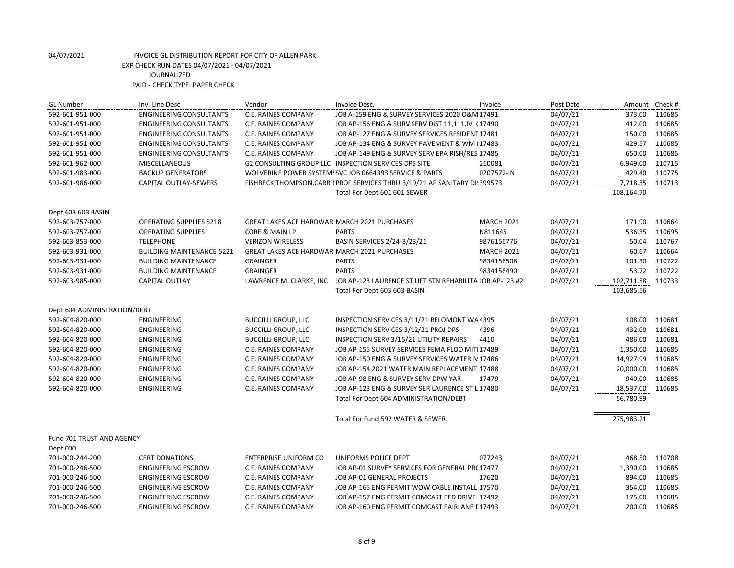04/07/2021 INVOICE GL DISTRIBUTION REPORT FOR CITY OF ALLEN PARK
EXP CHECK RUN DATES 04/07/2021 - 04/07/2021
JOURNALIZED
PAID - CHECK TYPE: PAPER CHECK

| GL Number | Inv. Line Desc | Vendor | Invoice Desc. | Invoice | Post Date | Amount | Check # |
|---|---|---|---|---|---|---|---|
| 592-601-951-000 | ENGINEERING CONSULTANTS | C.E. RAINES COMPANY | JOB A-159 ENG & SURVEY SERVICES 2020 O&M | 17491 | 04/07/21 | 373.00 | 110685 |
| 592-601-951-000 | ENGINEERING CONSULTANTS | C.E. RAINES COMPANY | JOB AP-156 ENG & SURV SERV DIST 11,111,IV ( | 17490 | 04/07/21 | 412.00 | 110685 |
| 592-601-951-000 | ENGINEERING CONSULTANTS | C.E. RAINES COMPANY | JOB AP-127 ENG & SURVEY SERVICES RESIDENT | 17481 | 04/07/21 | 150.00 | 110685 |
| 592-601-951-000 | ENGINEERING CONSULTANTS | C.E. RAINES COMPANY | JOB AP-134 ENG & SURVEY PAVEMENT & WM | | 17483 | 04/07/21 | 429.57 | 110685 |
| 592-601-951-000 | ENGINEERING CONSULTANTS | C.E. RAINES COMPANY | JOB AP-149 ENG & SURVEY SERV EPA RISH/RES | 17485 | 04/07/21 | 650.00 | 110685 |
| 592-601-962-000 | MISCELLANEOUS | G2 CONSULTING GROUP LLC | INSPECTION SERVICES DPS SITE | 210081 | 04/07/21 | 6,949.00 | 110715 |
| 592-601-983-000 | BACKUP GENERATORS | WOLVERINE POWER SYSTEM! | SVC JOB 0664393 SERVICE & PARTS | 0207572-IN | 04/07/21 | 429.40 | 110775 |
| 592-601-986-000 | CAPITAL OUTLAY-SEWERS | FISHBECK,THOMPSON,CARR 8 | PROF SERVICES THRU 3/19/21 AP SANITARY DI! | 399573 | 04/07/21 | 7,718.35 | 110713 |
| | | | Total For Dept 601 601 SEWER | | | 108,164.70 | |
| Dept 603 603 BASIN | | | | | | | |
| 592-603-757-000 | OPERATING SUPPLIES 5218 | GREAT LAKES ACE HARDWAR | MARCH 2021 PURCHASES | MARCH 2021 | 04/07/21 | 171.90 | 110664 |
| 592-603-757-000 | OPERATING SUPPLIES | CORE & MAIN LP | PARTS | N811645 | 04/07/21 | 536.35 | 110695 |
| 592-603-853-000 | TELEPHONE | VERIZON WIRELESS | BASIN SERVICES 2/24-3/23/21 | 9876156776 | 04/07/21 | 50.04 | 110767 |
| 592-603-931-000 | BUILDING MAINTENANCE 5221 | GREAT LAKES ACE HARDWAR | MARCH 2021 PURCHASES | MARCH 2021 | 04/07/21 | 60.67 | 110664 |
| 592-603-931-000 | BUILDING MAINTENANCE | GRAINGER | PARTS | 9834156508 | 04/07/21 | 101.30 | 110722 |
| 592-603-931-000 | BUILDING MAINTENANCE | GRAINGER | PARTS | 9834156490 | 04/07/21 | 53.72 | 110722 |
| 592-603-985-000 | CAPITAL OUTLAY | LAWRENCE M. CLARKE, INC | JOB AP-123 LAURENCE ST LIFT STN REHABILITA | JOB AP-123 #2 | 04/07/21 | 102,711.58 | 110733 |
| | | | Total For Dept 603 603 BASIN | | | 103,685.56 | |
| Dept 604 ADMINISTRATION/DEBT | | | | | | | |
| 592-604-820-000 | ENGINEERING | BUCCILLI GROUP, LLC | INSPECTION SERVICES 3/11/21 BELOMONT WA | 4395 | 04/07/21 | 108.00 | 110681 |
| 592-604-820-000 | ENGINEERING | BUCCILLI GROUP, LLC | INSPECTION SERVICES 3/12/21 PROJ DPS | 4396 | 04/07/21 | 432.00 | 110681 |
| 592-604-820-000 | ENGINEERING | BUCCILLI GROUP, LLC | INSPECTION SERV 3/15/21 UTILITY REPAIRS | 4410 | 04/07/21 | 486.00 | 110681 |
| 592-604-820-000 | ENGINEERING | C.E. RAINES COMPANY | JOB AP-155 SURVEY SERVICES FEMA FLOO MITI | 17489 | 04/07/21 | 1,350.00 | 110685 |
| 592-604-820-000 | ENGINEERING | C.E. RAINES COMPANY | JOB AP-150 ENG & SURVEY SERVICES WATER M | 17486 | 04/07/21 | 14,927.99 | 110685 |
| 592-604-820-000 | ENGINEERING | C.E. RAINES COMPANY | JOB AP-154 2021 WATER MAIN REPLACEMENT | 17488 | 04/07/21 | 20,000.00 | 110685 |
| 592-604-820-000 | ENGINEERING | C.E. RAINES COMPANY | JOB AP-98 ENG & SURVEY SERV DPW YAR | 17479 | 04/07/21 | 940.00 | 110685 |
| 592-604-820-000 | ENGINEERING | C.E. RAINES COMPANY | JOB AP-123 ENG & SURVEY SER LAURENCE ST L | 17480 | 04/07/21 | 18,537.00 | 110685 |
| | | | Total For Dept 604 ADMINISTRATION/DEBT | | | 56,780.99 | |
| | | | Total For Fund 592 WATER & SEWER | | | 275,983.21 | |
| Fund 701 TRUST AND AGENCY | | | | | | | |
| Dept 000 | | | | | | | |
| 701-000-244-200 | CERT DONATIONS | ENTERPRISE UNIFORM CO | UNIFORMS POLICE DEPT | 077243 | 04/07/21 | 468.50 | 110708 |
| 701-000-246-500 | ENGINEERING ESCROW | C.E. RAINES COMPANY | JOB AP-01 SURVEY SERVICES FOR GENERAL PR( | 17477 | 04/07/21 | 1,390.00 | 110685 |
| 701-000-246-500 | ENGINEERING ESCROW | C.E. RAINES COMPANY | JOB AP-01 GENERAL PROJECTS | 17620 | 04/07/21 | 894.00 | 110685 |
| 701-000-246-500 | ENGINEERING ESCROW | C.E. RAINES COMPANY | JOB AP-165 ENG PERMIT WOW CABLE INSTALL | 17570 | 04/07/21 | 354.00 | 110685 |
| 701-000-246-500 | ENGINEERING ESCROW | C.E. RAINES COMPANY | JOB AP-157 ENG PERMIT COMCAST FED DRIVE | 17492 | 04/07/21 | 175.00 | 110685 |
| 701-000-246-500 | ENGINEERING ESCROW | C.E. RAINES COMPANY | JOB AP-160 ENG PERMIT COMCAST FAIRLANE [ | 17493 | 04/07/21 | 200.00 | 110685 |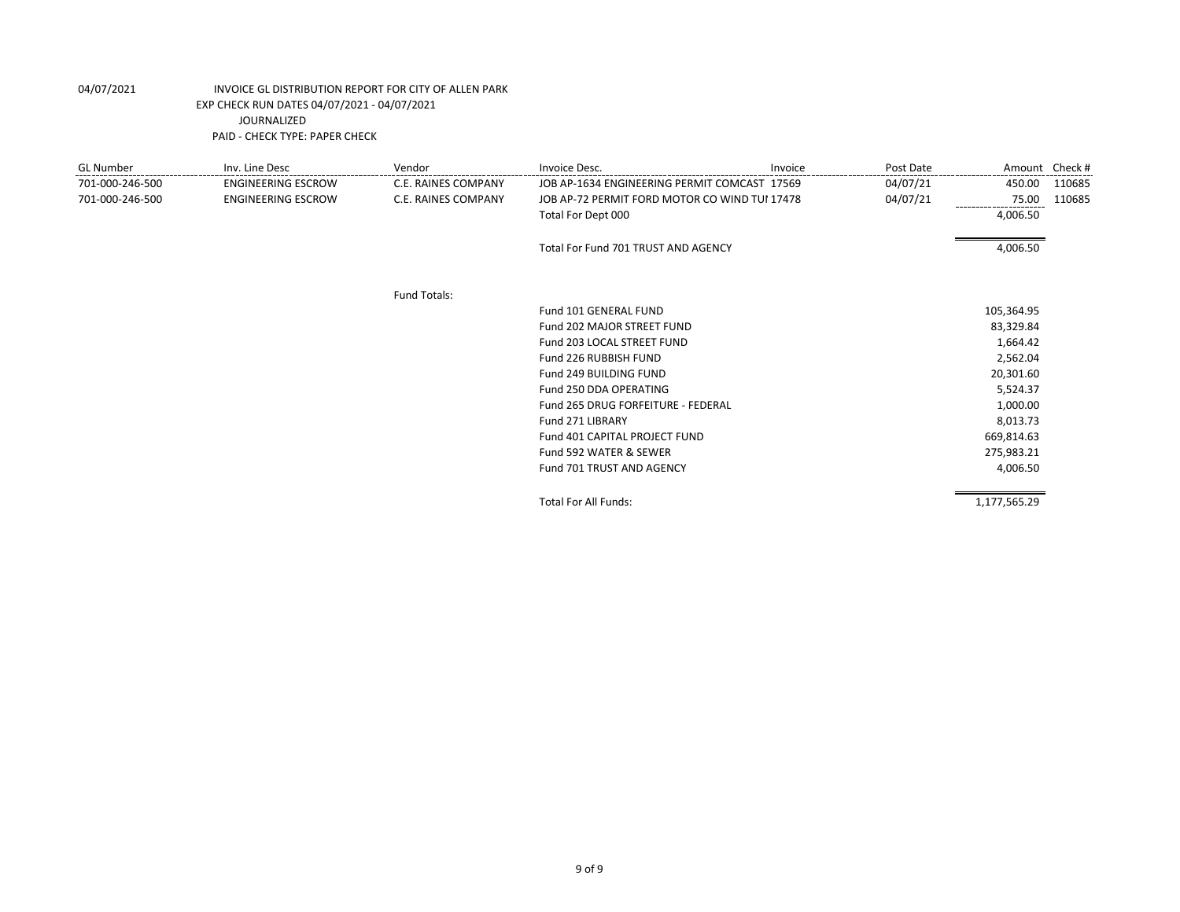04/07/2021 INVOICE GL DISTRIBUTION REPORT FOR CITY OF ALLEN PARK

EXP CHECK RUN DATES 04/07/2021 - 04/07/2021

JOURNALIZED

PAID - CHECK TYPE: PAPER CHECK

| GL Number | Inv. Line Desc | Vendor | Invoice Desc. | Invoice | Post Date | Amount | Check # |
|---|---|---|---|---|---|---|---|
| 701-000-246-500 | ENGINEERING ESCROW | C.E. RAINES COMPANY | JOB AP-1634 ENGINEERING PERMIT COMCAST | 17569 | 04/07/21 | 450.00 | 110685 |
| 701-000-246-500 | ENGINEERING ESCROW | C.E. RAINES COMPANY | JOB AP-72 PERMIT FORD MOTOR CO WIND TUI | 17478 | 04/07/21 | 75.00 | 110685 |
| | | | Total For Dept 000 | | | 4,006.50 | |
| | | | Total For Fund 701 TRUST AND AGENCY | | | 4,006.50 | |
| | | Fund Totals: | | | | | |
| | | | Fund 101 GENERAL FUND | | | 105,364.95 | |
| | | | Fund 202 MAJOR STREET FUND | | | 83,329.84 | |
| | | | Fund 203 LOCAL STREET FUND | | | 1,664.42 | |
| | | | Fund 226 RUBBISH FUND | | | 2,562.04 | |
| | | | Fund 249 BUILDING FUND | | | 20,301.60 | |
| | | | Fund 250 DDA OPERATING | | | 5,524.37 | |
| | | | Fund 265 DRUG FORFEITURE - FEDERAL | | | 1,000.00 | |
| | | | Fund 271 LIBRARY | | | 8,013.73 | |
| | | | Fund 401 CAPITAL PROJECT FUND | | | 669,814.63 | |
| | | | Fund 592 WATER & SEWER | | | 275,983.21 | |
| | | | Fund 701 TRUST AND AGENCY | | | 4,006.50 | |
| | | | Total For All Funds: | | | 1,177,565.29 | |